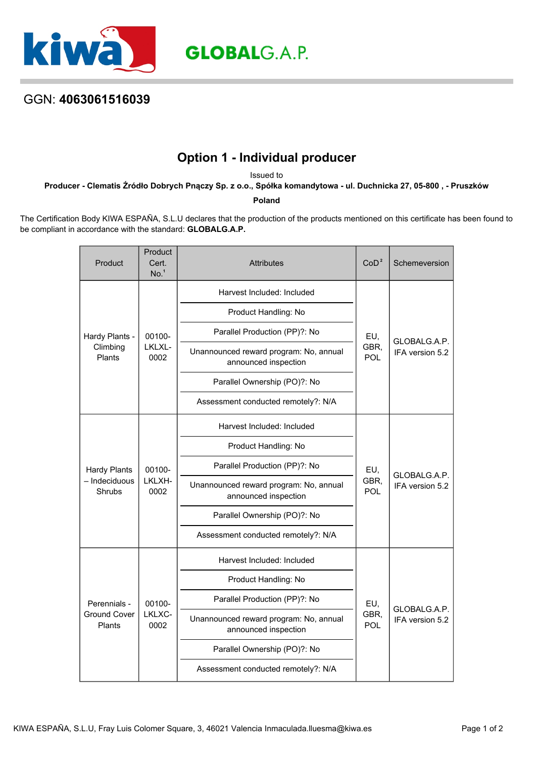GGN: **4063061516039**

# Option 1 - Individual producer

Issued to

**Producer - Clematis Źródło Dobrych Pnączy Sp. z o.o., Spółka komandytowa - ul. Duchnicka 27, 05-800 , - Pruszków**

**Poland**

The Certification Body KIWA ESPAÑA, S.L.U declares that the production of the products mentioned on this certificate has been found to be compliant in accordance with the standard: **GLOBALG.A.P.**

| Product | Product Cert. No.[1] | Attributes | CoD[2] | Schemeversion |
|---|---|---|---|---|
| Hardy Plants - Climbing Plants | 00100-LKLXL-0002 | Harvest Included: Included<br>Product Handling: No<br>Parallel Production (PP)?: No<br>Unannounced reward program: No, annual announced inspection<br>Parallel Ownership (PO)?: No<br>Assessment conducted remotely?: N/A | EU, GBR, POL | GLOBALG.A.P. IFA version 5.2 |
| Hardy Plants – Indeciduous Shrubs | 00100-LKLXH-0002 | Harvest Included: Included<br>Product Handling: No<br>Parallel Production (PP)?: No<br>Unannounced reward program: No, annual announced inspection<br>Parallel Ownership (PO)?: No<br>Assessment conducted remotely?: N/A | EU, GBR, POL | GLOBALG.A.P. IFA version 5.2 |
| Perennials - Ground Cover Plants | 00100-LKLXC-0002 | Harvest Included: Included<br>Product Handling: No<br>Parallel Production (PP)?: No<br>Unannounced reward program: No, annual announced inspection<br>Parallel Ownership (PO)?: No<br>Assessment conducted remotely?: N/A | EU, GBR, POL | GLOBALG.A.P. IFA version 5.2 |

KIWA ESPAÑA, S.L.U, Fray Luis Colomer Square, 3, 46021 Valencia Inmaculada.lluesma@kiwa.es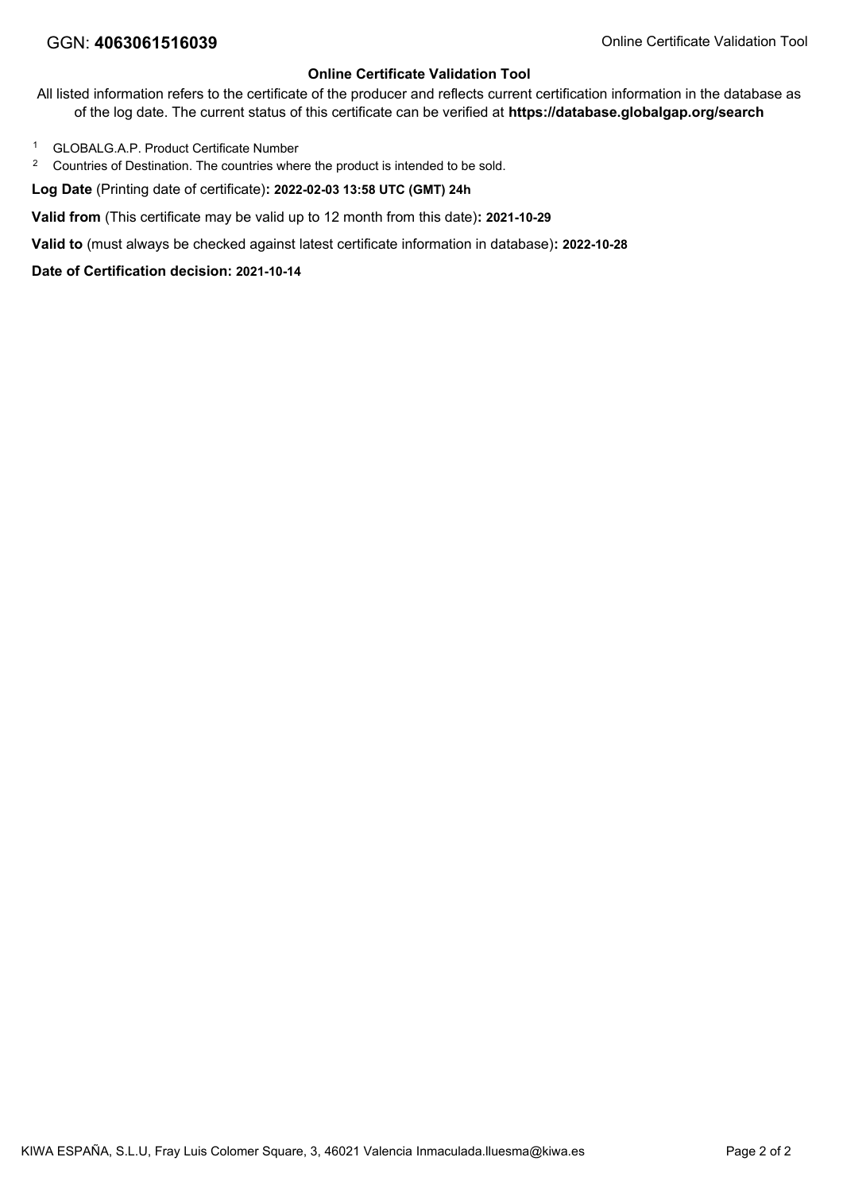**Online Certificate Validation Tool**

All listed information refers to the certificate of the producer and reflects current certification information in the database as of the log date. The current status of this certificate can be verified at **https://database.globalgap.org/search**

[1] GLOBALG.A.P. Product Certificate Number

[2] Countries of Destination. The countries where the product is intended to be sold.

**Log Date** (Printing date of certificate)**: 2022-02-03 13:58 UTC (GMT) 24h**

**Valid from** (This certificate may be valid up to 12 month from this date)**: 2021-10-29**

**Valid to** (must always be checked against latest certificate information in database)**: 2022-10-28**

**Date of Certification decision: 2021-10-14**